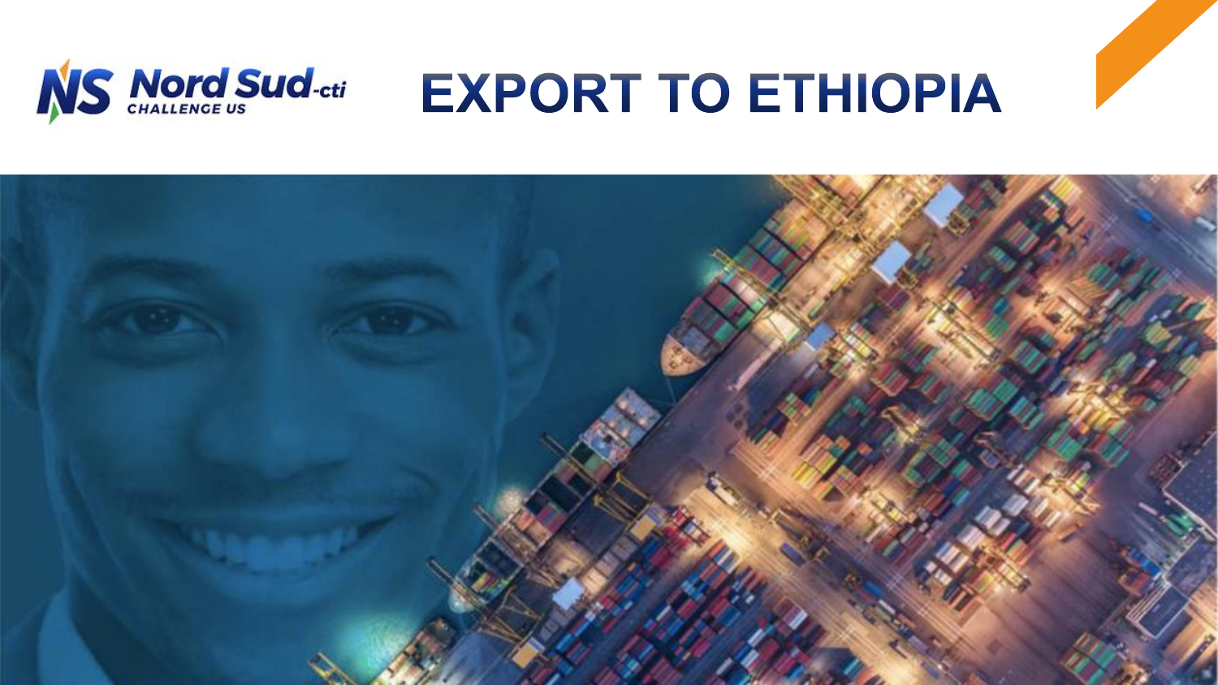Nord Sud-cti
CHALLENGE US

# EXPORT TO ETHIOPIA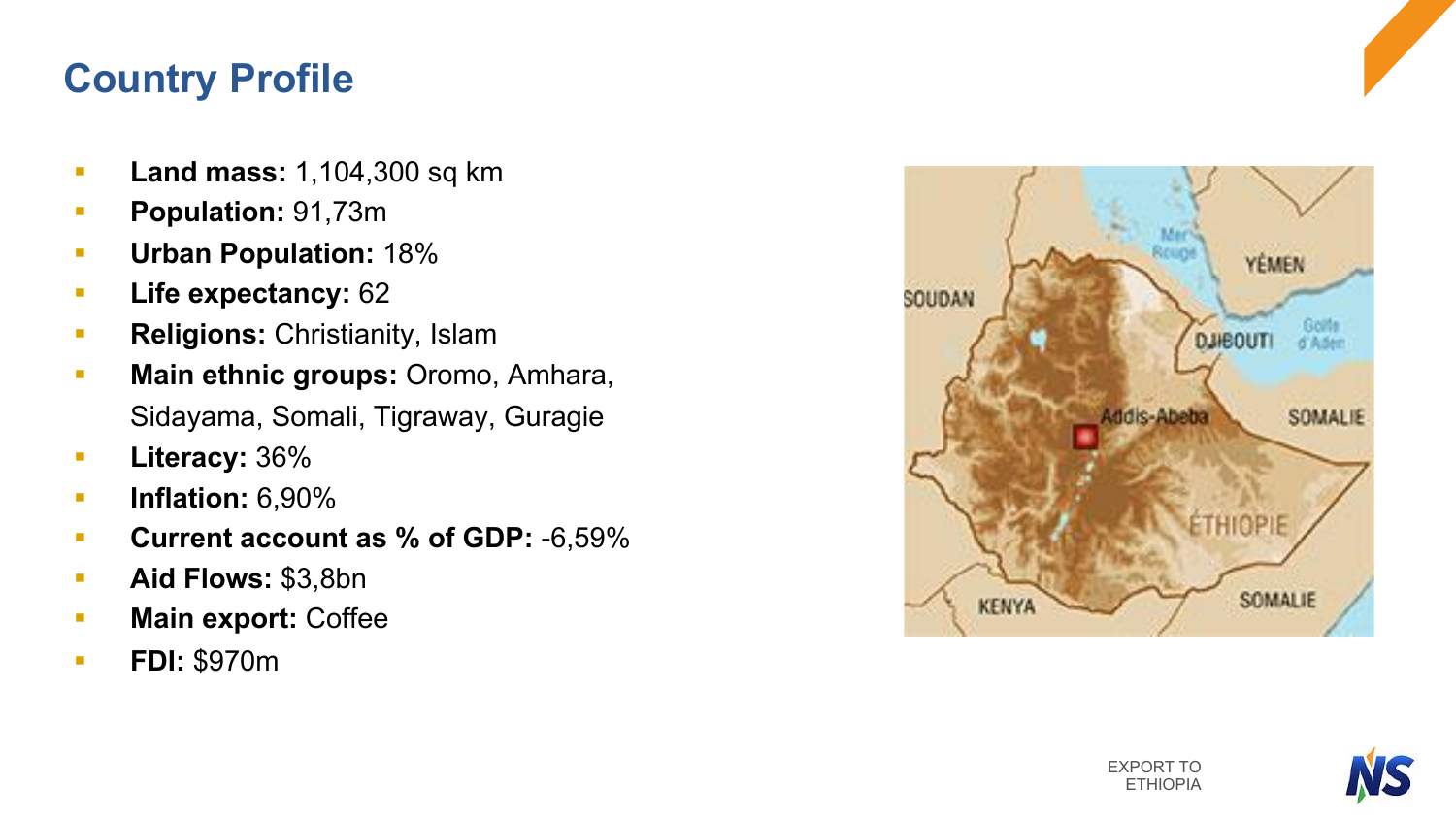# Country Profile

- **Land mass:** 1,104,300 sq km
- **Population:** 91,73m
- **Urban Population:** 18%
- **Life expectancy:** 62
- **Religions:** Christianity, Islam
- **Main ethnic groups:** Oromo, Amhara, Sidayama, Somali, Tigraway, Guragie
- **Literacy:** 36%
- **Inflation:** 6,90%
- **Current account as % of GDP:** -6,59%
- **Aid Flows:** $3,8bn
- **Main export:** Coffee
- **FDI:** $970m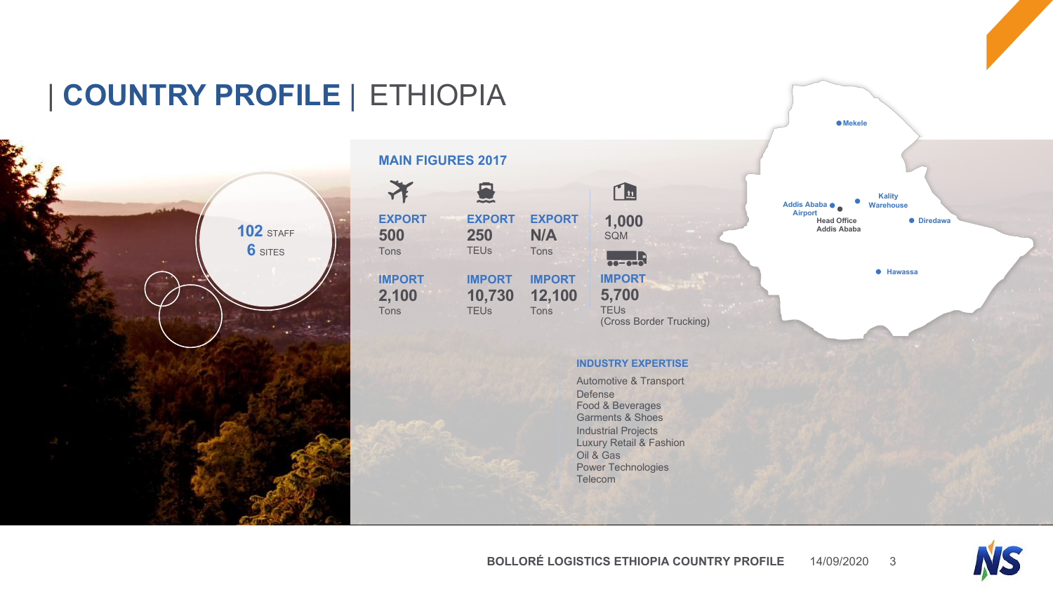# | COUNTRY PROFILE | ETHIOPIA

**102** STAFF
**6** SITES

## MAIN FIGURES 2017

| | Air | Sea | | Warehouse / Trucking |
|---|---|---|---|---|
| **EXPORT** | 500 Tons | 250 TEUs | N/A Tons | 1,000 SQM |
| **IMPORT** | 2,100 Tons | 10,730 TEUs | 12,100 Tons | 5,700 TEUs (Cross Border Trucking) |

Mekele
Addis Ababa Airport
Head Office Addis Ababa
Kality Warehouse
Diredawa
Hawassa

### INDUSTRY EXPERTISE

- Automotive & Transport
- Defense
- Food & Beverages
- Garments & Shoes
- Industrial Projects
- Luxury Retail & Fashion
- Oil & Gas
- Power Technologies
- Telecom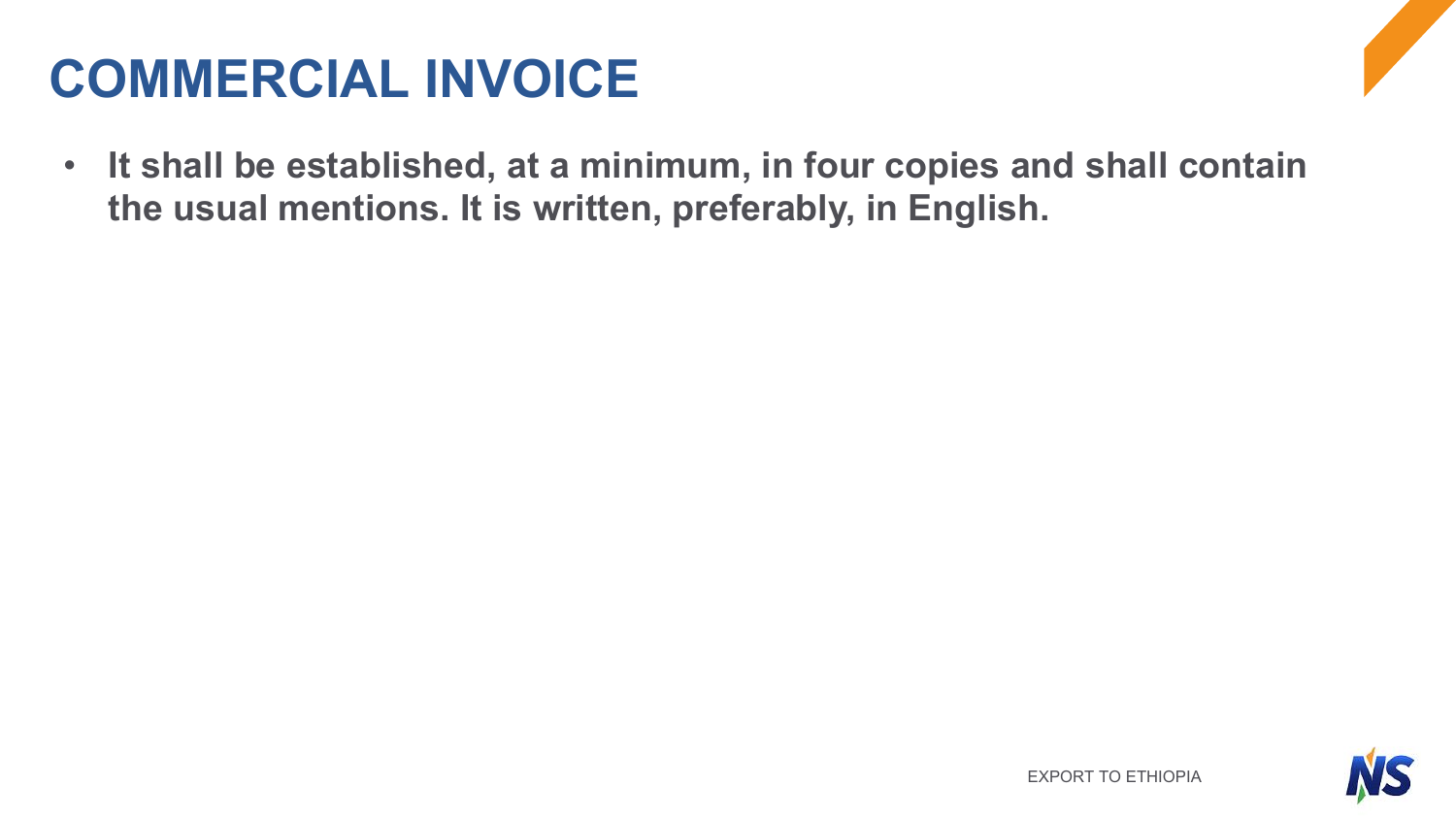# COMMERCIAL INVOICE

- **It shall be established, at a minimum, in four copies and shall contain the usual mentions. It is written, preferably, in English.**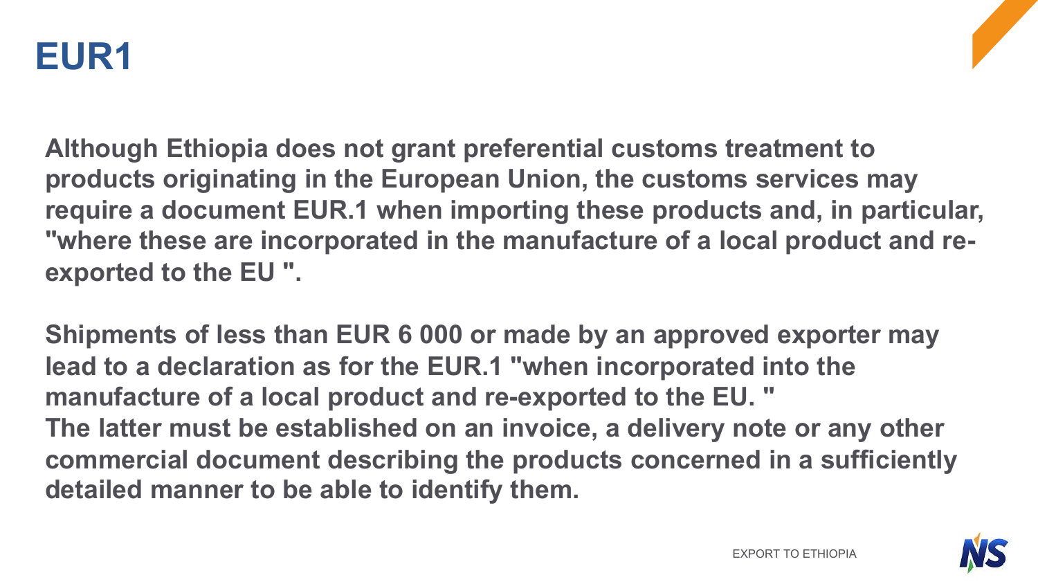# EUR1

**Although Ethiopia does not grant preferential customs treatment to products originating in the European Union, the customs services may require a document EUR.1 when importing these products and, in particular, "where these are incorporated in the manufacture of a local product and re-exported to the EU ".**

**Shipments of less than EUR 6 000 or made by an approved exporter may lead to a declaration as for the EUR.1 "when incorporated into the manufacture of a local product and re-exported to the EU. "**
**The latter must be established on an invoice, a delivery note or any other commercial document describing the products concerned in a sufficiently detailed manner to be able to identify them.**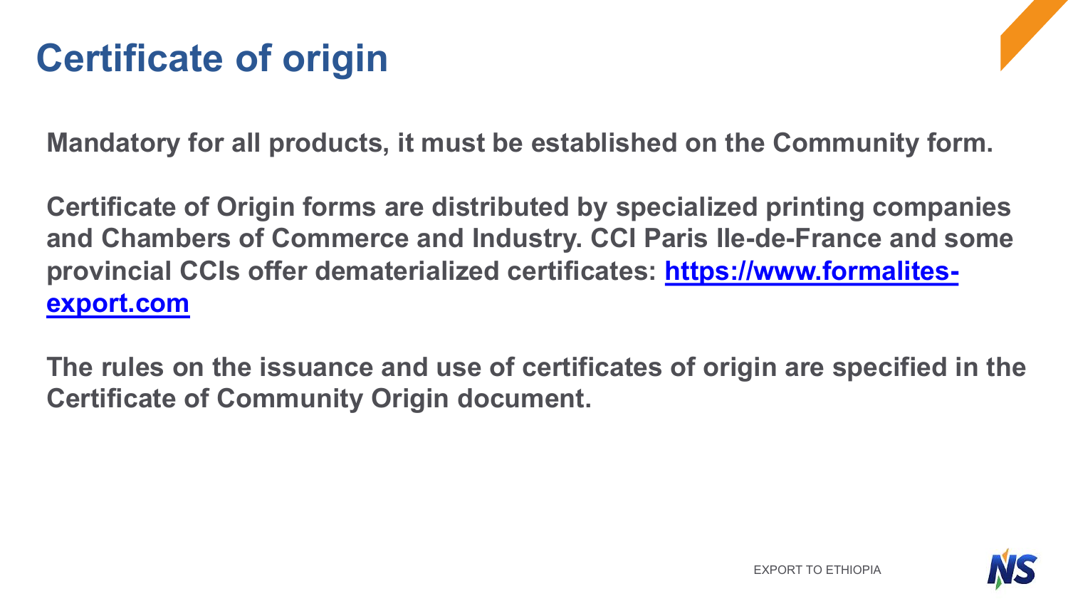# Certificate of origin

**Mandatory for all products, it must be established on the Community form.**

**Certificate of Origin forms are distributed by specialized printing companies and Chambers of Commerce and Industry. CCI Paris Ile-de-France and some provincial CCIs offer dematerialized certificates: [https://www.formalites-export.com](https://www.formalites-export.com)**

**The rules on the issuance and use of certificates of origin are specified in the Certificate of Community Origin document.**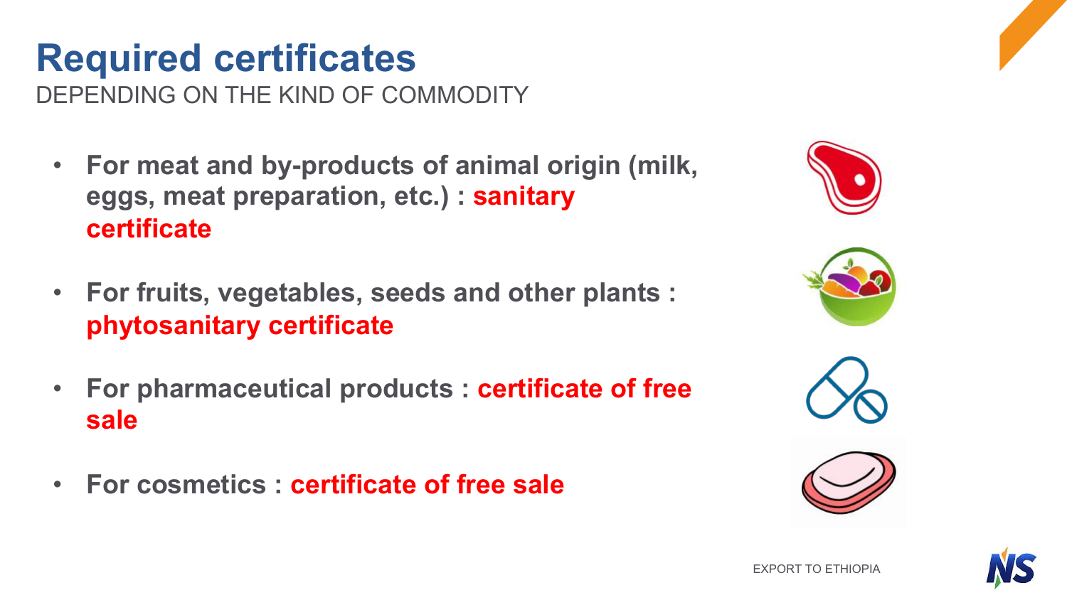# Required certificates

DEPENDING ON THE KIND OF COMMODITY

- **For meat and by-products of animal origin (milk, eggs, meat preparation, etc.) : sanitary certificate**
- **For fruits, vegetables, seeds and other plants : phytosanitary certificate**
- **For pharmaceutical products : certificate of free sale**
- **For cosmetics : certificate of free sale**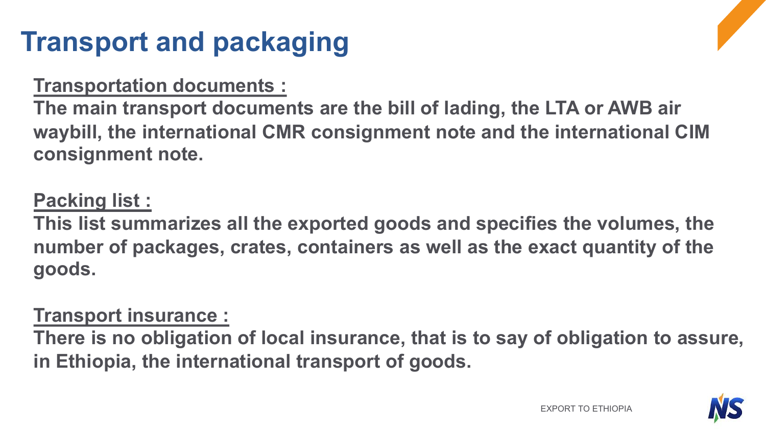# Transport and packaging

**Transportation documents :**

**The main transport documents are the bill of lading, the LTA or AWB air waybill, the international CMR consignment note and the international CIM consignment note.**

**Packing list :**

**This list summarizes all the exported goods and specifies the volumes, the number of packages, crates, containers as well as the exact quantity of the goods.**

**Transport insurance :**

**There is no obligation of local insurance, that is to say of obligation to assure, in Ethiopia, the international transport of goods.**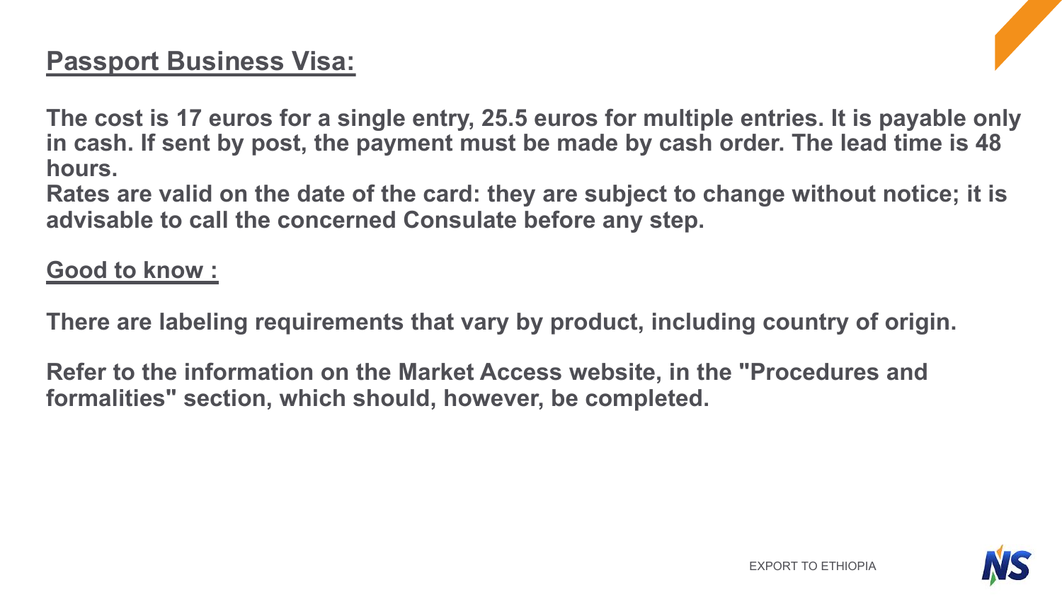## Passport Business Visa:

**The cost is 17 euros for a single entry, 25.5 euros for multiple entries. It is payable only in cash. If sent by post, the payment must be made by cash order. The lead time is 48 hours.**
**Rates are valid on the date of the card: they are subject to change without notice; it is advisable to call the concerned Consulate before any step.**

## Good to know :

**There are labeling requirements that vary by product, including country of origin.**

**Refer to the information on the Market Access website, in the "Procedures and formalities" section, which should, however, be completed.**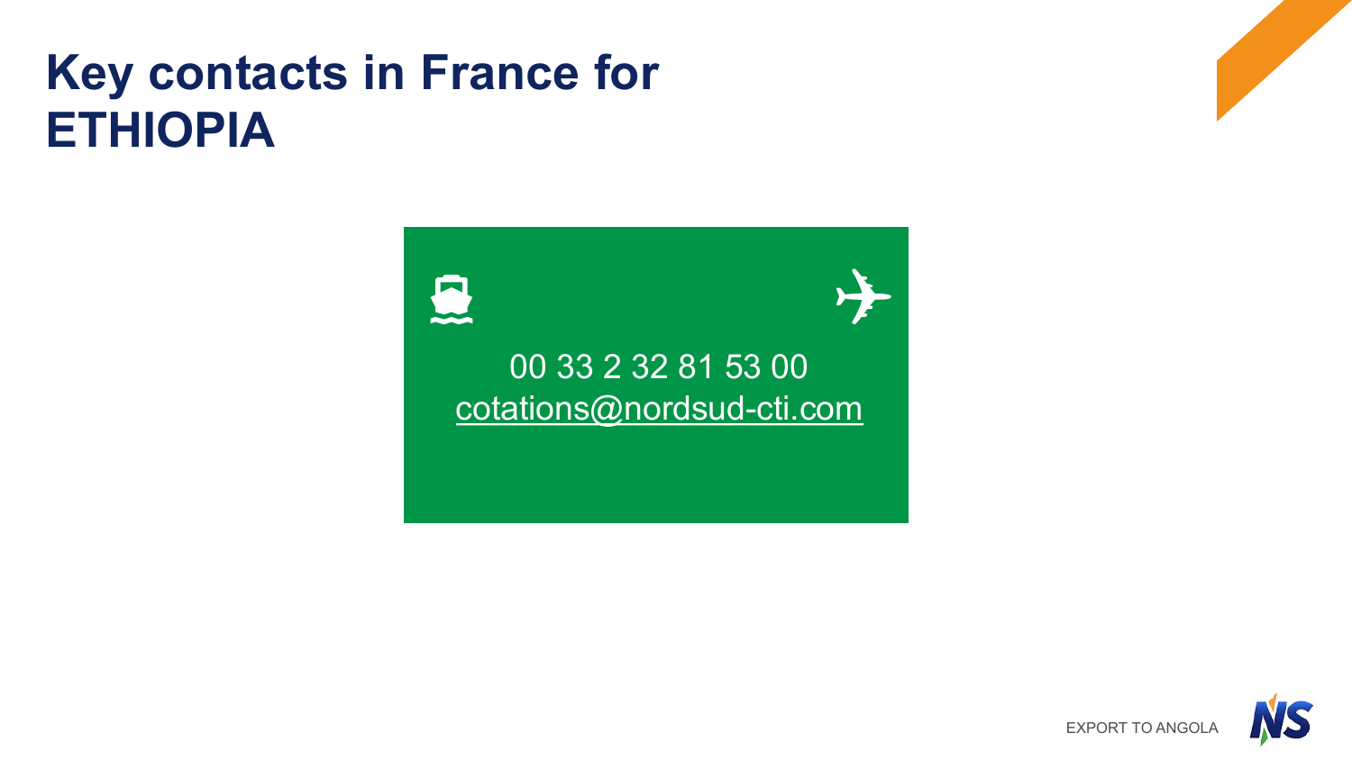# Key contacts in France for ETHIOPIA

00 33 2 32 81 53 00
cotations@nordsud-cti.com